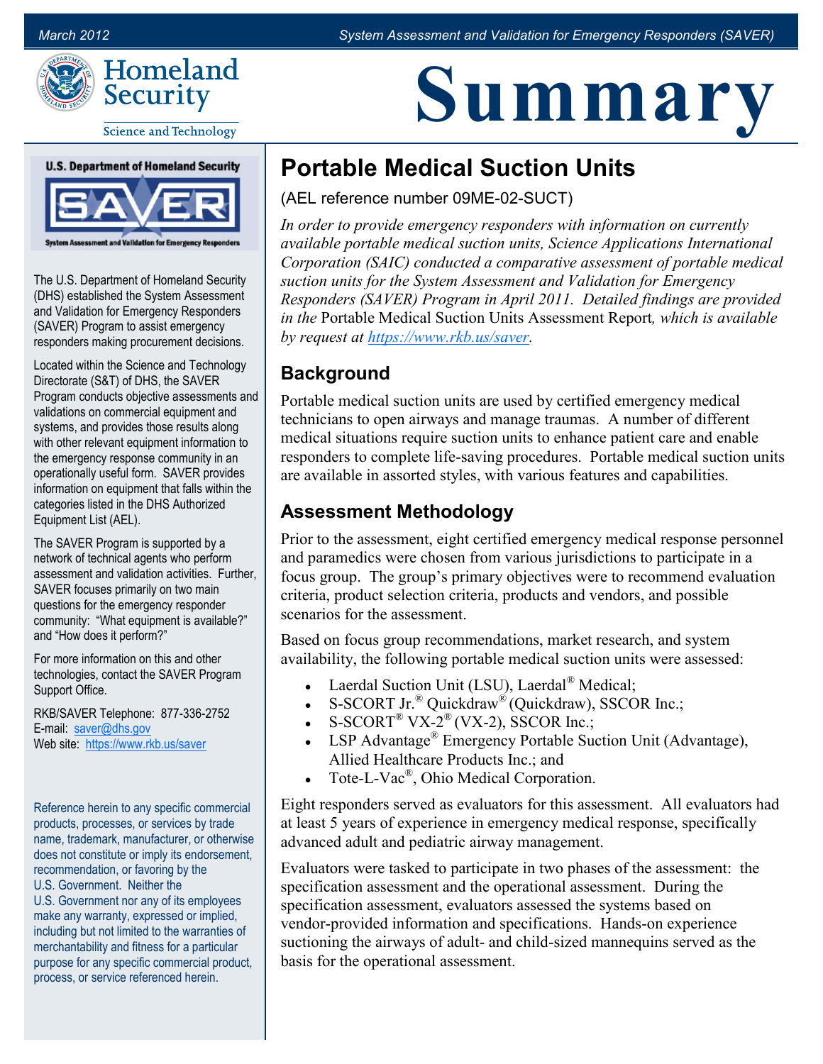# Summary

## Portable Medical Suction Units

(AEL reference number 09ME-02-SUCT)

*In order to provide emergency responders with information on currently available portable medical suction units, Science Applications International Corporation (SAIC) conducted a comparative assessment of portable medical suction units for the System Assessment and Validation for Emergency Responders (SAVER) Program in April 2011. Detailed findings are provided in the* Portable Medical Suction Units Assessment Report*, which is available by request at [https://www.rkb.us/saver](https://www.rkb.us/saver).*

### Background

Portable medical suction units are used by certified emergency medical technicians to open airways and manage traumas. A number of different medical situations require suction units to enhance patient care and enable responders to complete life-saving procedures. Portable medical suction units are available in assorted styles, with various features and capabilities.

### Assessment Methodology

Prior to the assessment, eight certified emergency medical response personnel and paramedics were chosen from various jurisdictions to participate in a focus group. The group's primary objectives were to recommend evaluation criteria, product selection criteria, products and vendors, and possible scenarios for the assessment.

Based on focus group recommendations, market research, and system availability, the following portable medical suction units were assessed:

- Laerdal Suction Unit (LSU), Laerdal® Medical;
- S-SCORT Jr.® Quickdraw® (Quickdraw), SSCOR Inc.;
- S-SCORT® VX-2® (VX-2), SSCOR Inc.;
- LSP Advantage® Emergency Portable Suction Unit (Advantage), Allied Healthcare Products Inc.; and
- Tote-L-Vac®, Ohio Medical Corporation.

Eight responders served as evaluators for this assessment. All evaluators had at least 5 years of experience in emergency medical response, specifically advanced adult and pediatric airway management.

Evaluators were tasked to participate in two phases of the assessment: the specification assessment and the operational assessment. During the specification assessment, evaluators assessed the systems based on vendor-provided information and specifications. Hands-on experience suctioning the airways of adult- and child-sized mannequins served as the basis for the operational assessment.

---

**U.S. Department of Homeland Security**
**SAVER**
**System Assessment and Validation for Emergency Responders**

The U.S. Department of Homeland Security (DHS) established the System Assessment and Validation for Emergency Responders (SAVER) Program to assist emergency responders making procurement decisions.

Located within the Science and Technology Directorate (S&T) of DHS, the SAVER Program conducts objective assessments and validations on commercial equipment and systems, and provides those results along with other relevant equipment information to the emergency response community in an operationally useful form. SAVER provides information on equipment that falls within the categories listed in the DHS Authorized Equipment List (AEL).

The SAVER Program is supported by a network of technical agents who perform assessment and validation activities. Further, SAVER focuses primarily on two main questions for the emergency responder community: "What equipment is available?" and "How does it perform?"

For more information on this and other technologies, contact the SAVER Program Support Office.

RKB/SAVER Telephone: 877-336-2752
E-mail: [saver@dhs.gov](mailto:saver@dhs.gov)
Web site: [https://www.rkb.us/saver](https://www.rkb.us/saver)

Reference herein to any specific commercial products, processes, or services by trade name, trademark, manufacturer, or otherwise does not constitute or imply its endorsement, recommendation, or favoring by the U.S. Government. Neither the U.S. Government nor any of its employees make any warranty, expressed or implied, including but not limited to the warranties of merchantability and fitness for a particular purpose for any specific commercial product, process, or service referenced herein.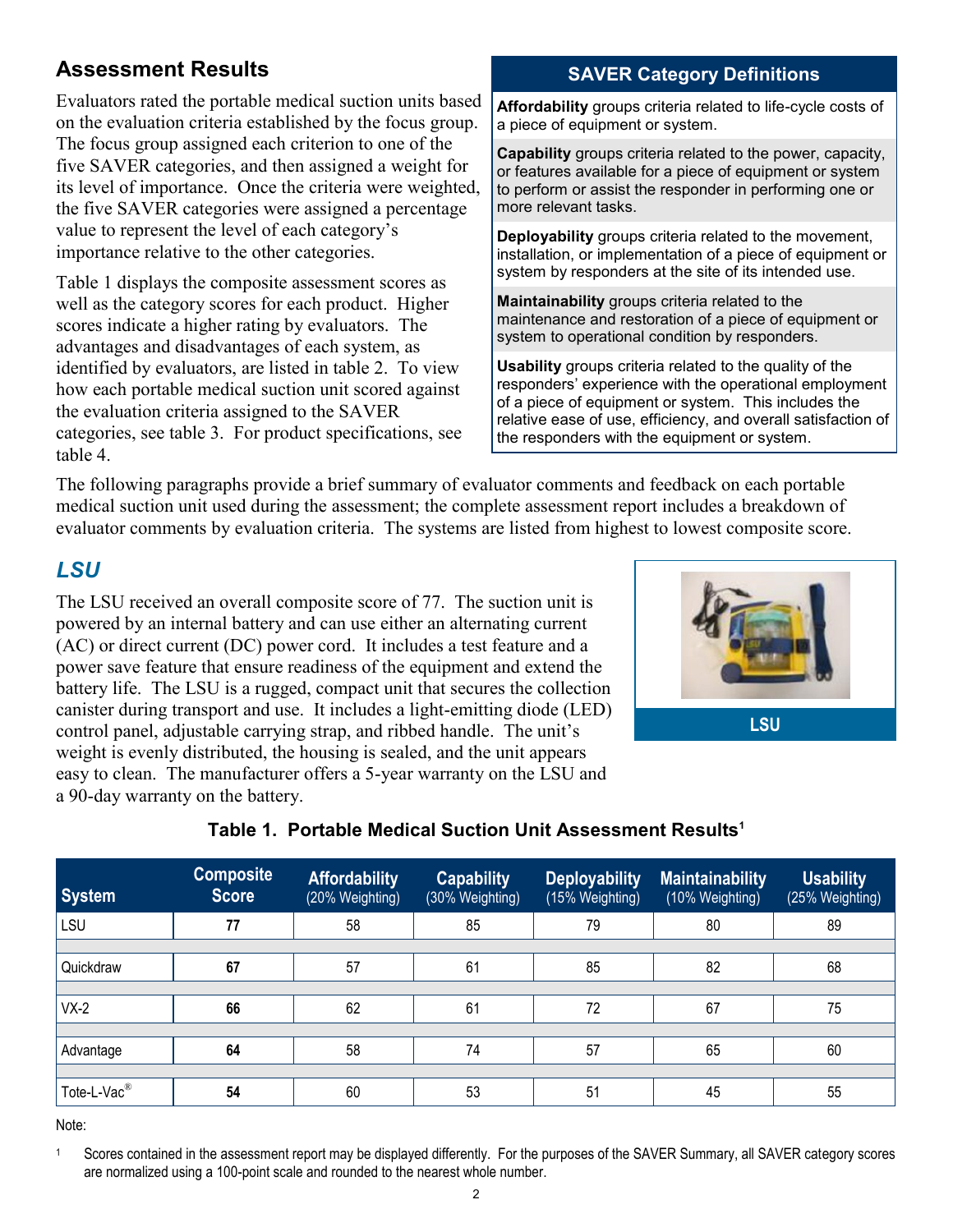## Assessment Results

Evaluators rated the portable medical suction units based on the evaluation criteria established by the focus group. The focus group assigned each criterion to one of the five SAVER categories, and then assigned a weight for its level of importance. Once the criteria were weighted, the five SAVER categories were assigned a percentage value to represent the level of each category's importance relative to the other categories.

Table 1 displays the composite assessment scores as well as the category scores for each product. Higher scores indicate a higher rating by evaluators. The advantages and disadvantages of each system, as identified by evaluators, are listed in table 2. To view how each portable medical suction unit scored against the evaluation criteria assigned to the SAVER categories, see table 3. For product specifications, see table 4.

### SAVER Category Definitions

**Affordability** groups criteria related to life-cycle costs of a piece of equipment or system.

**Capability** groups criteria related to the power, capacity, or features available for a piece of equipment or system to perform or assist the responder in performing one or more relevant tasks.

**Deployability** groups criteria related to the movement, installation, or implementation of a piece of equipment or system by responders at the site of its intended use.

**Maintainability** groups criteria related to the maintenance and restoration of a piece of equipment or system to operational condition by responders.

**Usability** groups criteria related to the quality of the responders' experience with the operational employment of a piece of equipment or system. This includes the relative ease of use, efficiency, and overall satisfaction of the responders with the equipment or system.

The following paragraphs provide a brief summary of evaluator comments and feedback on each portable medical suction unit used during the assessment; the complete assessment report includes a breakdown of evaluator comments by evaluation criteria. The systems are listed from highest to lowest composite score.

## *LSU*

The LSU received an overall composite score of 77. The suction unit is powered by an internal battery and can use either an alternating current (AC) or direct current (DC) power cord. It includes a test feature and a power save feature that ensure readiness of the equipment and extend the battery life. The LSU is a rugged, compact unit that secures the collection canister during transport and use. It includes a light-emitting diode (LED) control panel, adjustable carrying strap, and ribbed handle. The unit's weight is evenly distributed, the housing is sealed, and the unit appears easy to clean. The manufacturer offers a 5-year warranty on the LSU and a 90-day warranty on the battery.

LSU

**Table 1. Portable Medical Suction Unit Assessment Results[1]**

| System | Composite Score | Affordability (20% Weighting) | Capability (30% Weighting) | Deployability (15% Weighting) | Maintainability (10% Weighting) | Usability (25% Weighting) |
|---|---|---|---|---|---|---|
| LSU | **77** | 58 | 85 | 79 | 80 | 89 |
| Quickdraw | **67** | 57 | 61 | 85 | 82 | 68 |
| VX-2 | **66** | 62 | 61 | 72 | 67 | 75 |
| Advantage | **64** | 58 | 74 | 57 | 65 | 60 |
| Tote-L-Vac® | **54** | 60 | 53 | 51 | 45 | 55 |

Note:

[1] Scores contained in the assessment report may be displayed differently. For the purposes of the SAVER Summary, all SAVER category scores are normalized using a 100-point scale and rounded to the nearest whole number.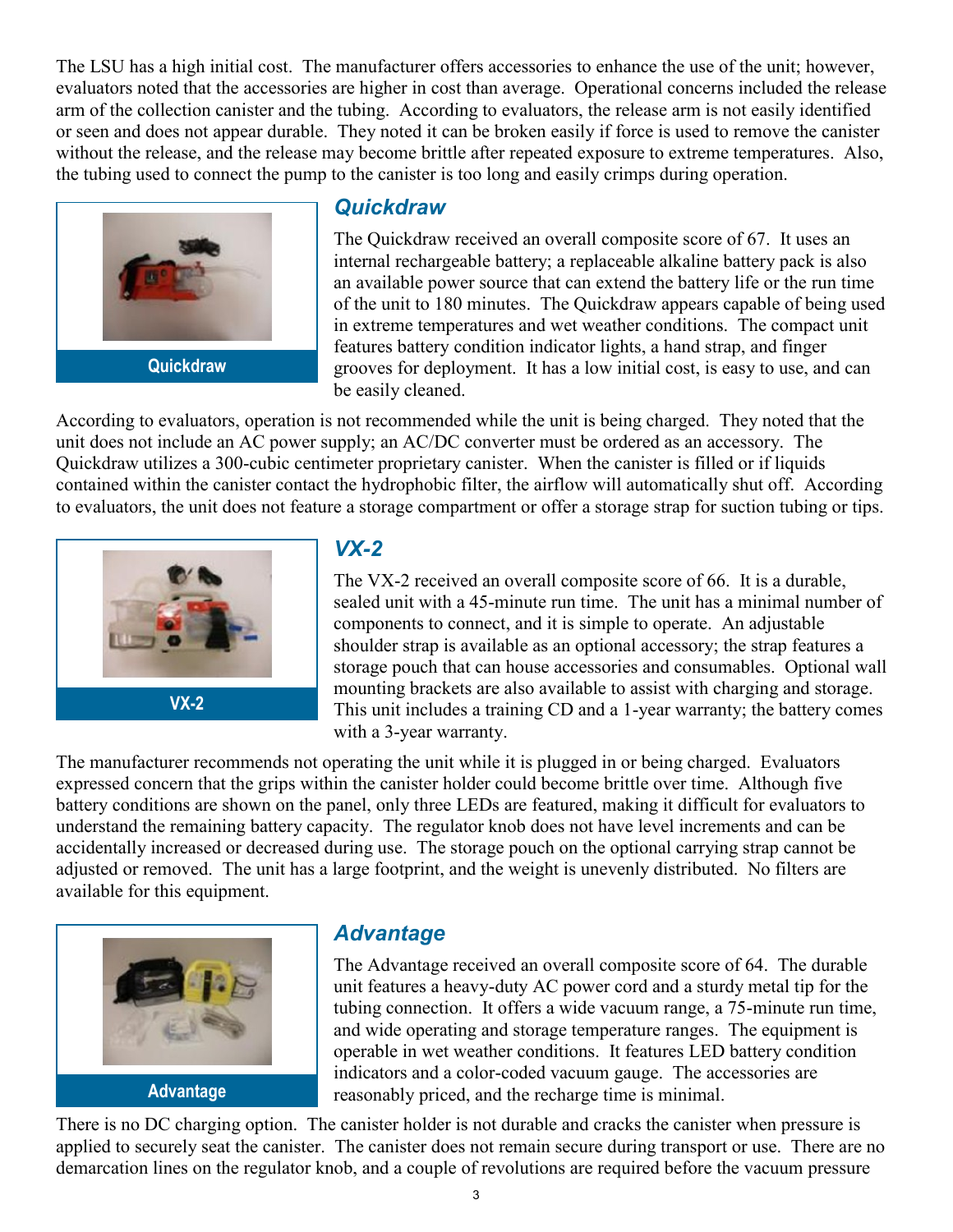The LSU has a high initial cost. The manufacturer offers accessories to enhance the use of the unit; however, evaluators noted that the accessories are higher in cost than average. Operational concerns included the release arm of the collection canister and the tubing. According to evaluators, the release arm is not easily identified or seen and does not appear durable. They noted it can be broken easily if force is used to remove the canister without the release, and the release may become brittle after repeated exposure to extreme temperatures. Also, the tubing used to connect the pump to the canister is too long and easily crimps during operation.

Quickdraw

### *Quickdraw*

The Quickdraw received an overall composite score of 67. It uses an internal rechargeable battery; a replaceable alkaline battery pack is also an available power source that can extend the battery life or the run time of the unit to 180 minutes. The Quickdraw appears capable of being used in extreme temperatures and wet weather conditions. The compact unit features battery condition indicator lights, a hand strap, and finger grooves for deployment. It has a low initial cost, is easy to use, and can be easily cleaned.

According to evaluators, operation is not recommended while the unit is being charged. They noted that the unit does not include an AC power supply; an AC/DC converter must be ordered as an accessory. The Quickdraw utilizes a 300-cubic centimeter proprietary canister. When the canister is filled or if liquids contained within the canister contact the hydrophobic filter, the airflow will automatically shut off. According to evaluators, the unit does not feature a storage compartment or offer a storage strap for suction tubing or tips.

VX-2

### *VX-2*

The VX-2 received an overall composite score of 66. It is a durable, sealed unit with a 45-minute run time. The unit has a minimal number of components to connect, and it is simple to operate. An adjustable shoulder strap is available as an optional accessory; the strap features a storage pouch that can house accessories and consumables. Optional wall mounting brackets are also available to assist with charging and storage. This unit includes a training CD and a 1-year warranty; the battery comes with a 3-year warranty.

The manufacturer recommends not operating the unit while it is plugged in or being charged. Evaluators expressed concern that the grips within the canister holder could become brittle over time. Although five battery conditions are shown on the panel, only three LEDs are featured, making it difficult for evaluators to understand the remaining battery capacity. The regulator knob does not have level increments and can be accidentally increased or decreased during use. The storage pouch on the optional carrying strap cannot be adjusted or removed. The unit has a large footprint, and the weight is unevenly distributed. No filters are available for this equipment.

Advantage

### *Advantage*

The Advantage received an overall composite score of 64. The durable unit features a heavy-duty AC power cord and a sturdy metal tip for the tubing connection. It offers a wide vacuum range, a 75-minute run time, and wide operating and storage temperature ranges. The equipment is operable in wet weather conditions. It features LED battery condition indicators and a color-coded vacuum gauge. The accessories are reasonably priced, and the recharge time is minimal.

There is no DC charging option. The canister holder is not durable and cracks the canister when pressure is applied to securely seat the canister. The canister does not remain secure during transport or use. There are no demarcation lines on the regulator knob, and a couple of revolutions are required before the vacuum pressure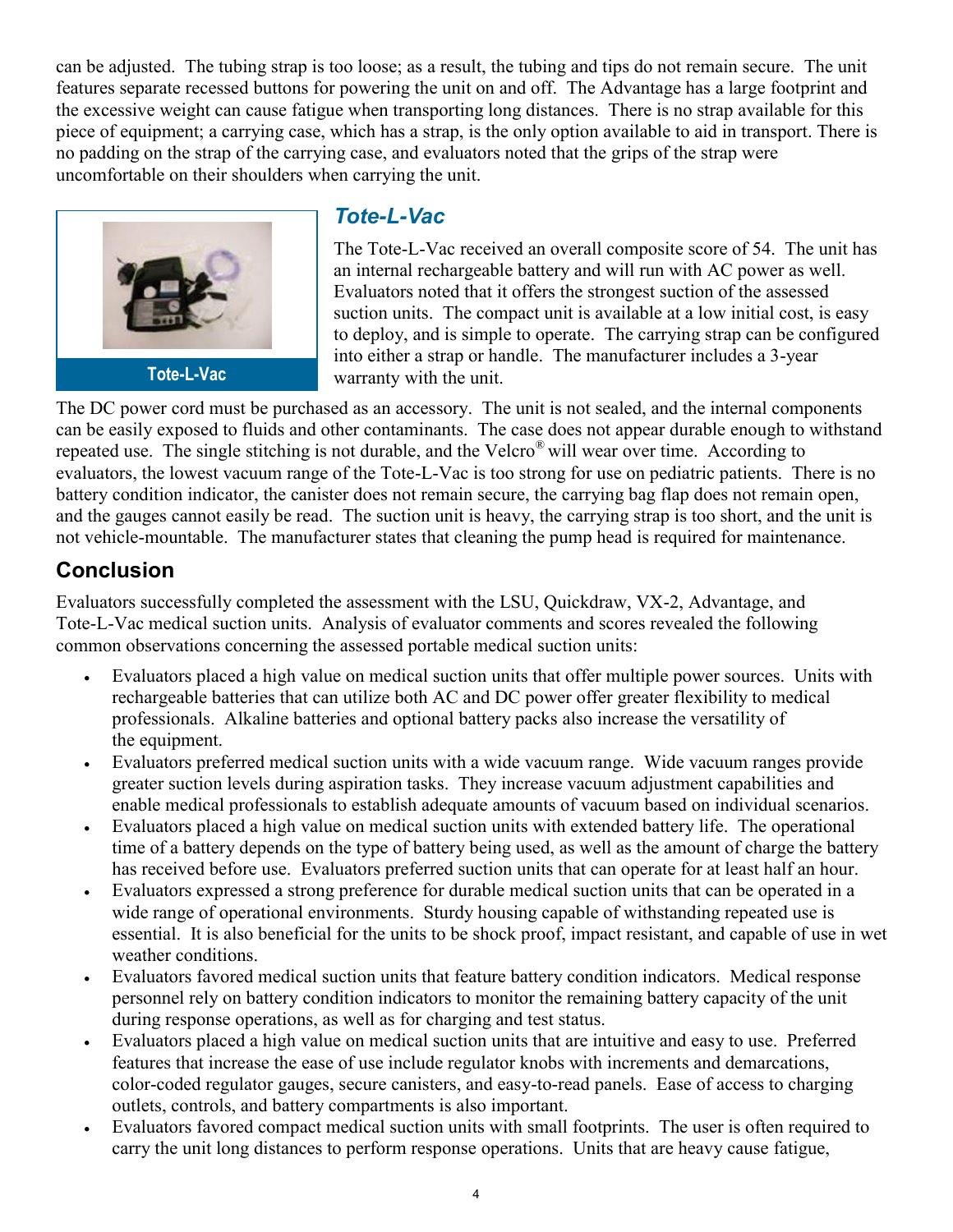can be adjusted. The tubing strap is too loose; as a result, the tubing and tips do not remain secure. The unit features separate recessed buttons for powering the unit on and off. The Advantage has a large footprint and the excessive weight can cause fatigue when transporting long distances. There is no strap available for this piece of equipment; a carrying case, which has a strap, is the only option available to aid in transport. There is no padding on the strap of the carrying case, and evaluators noted that the grips of the strap were uncomfortable on their shoulders when carrying the unit.

Tote-L-Vac

### *Tote-L-Vac*

The Tote-L-Vac received an overall composite score of 54. The unit has an internal rechargeable battery and will run with AC power as well. Evaluators noted that it offers the strongest suction of the assessed suction units. The compact unit is available at a low initial cost, is easy to deploy, and is simple to operate. The carrying strap can be configured into either a strap or handle. The manufacturer includes a 3-year warranty with the unit.

The DC power cord must be purchased as an accessory. The unit is not sealed, and the internal components can be easily exposed to fluids and other contaminants. The case does not appear durable enough to withstand repeated use. The single stitching is not durable, and the Velcro® will wear over time. According to evaluators, the lowest vacuum range of the Tote-L-Vac is too strong for use on pediatric patients. There is no battery condition indicator, the canister does not remain secure, the carrying bag flap does not remain open, and the gauges cannot easily be read. The suction unit is heavy, the carrying strap is too short, and the unit is not vehicle-mountable. The manufacturer states that cleaning the pump head is required for maintenance.

## Conclusion

Evaluators successfully completed the assessment with the LSU, Quickdraw, VX-2, Advantage, and Tote-L-Vac medical suction units. Analysis of evaluator comments and scores revealed the following common observations concerning the assessed portable medical suction units:

- Evaluators placed a high value on medical suction units that offer multiple power sources. Units with rechargeable batteries that can utilize both AC and DC power offer greater flexibility to medical professionals. Alkaline batteries and optional battery packs also increase the versatility of the equipment.
- Evaluators preferred medical suction units with a wide vacuum range. Wide vacuum ranges provide greater suction levels during aspiration tasks. They increase vacuum adjustment capabilities and enable medical professionals to establish adequate amounts of vacuum based on individual scenarios.
- Evaluators placed a high value on medical suction units with extended battery life. The operational time of a battery depends on the type of battery being used, as well as the amount of charge the battery has received before use. Evaluators preferred suction units that can operate for at least half an hour.
- Evaluators expressed a strong preference for durable medical suction units that can be operated in a wide range of operational environments. Sturdy housing capable of withstanding repeated use is essential. It is also beneficial for the units to be shock proof, impact resistant, and capable of use in wet weather conditions.
- Evaluators favored medical suction units that feature battery condition indicators. Medical response personnel rely on battery condition indicators to monitor the remaining battery capacity of the unit during response operations, as well as for charging and test status.
- Evaluators placed a high value on medical suction units that are intuitive and easy to use. Preferred features that increase the ease of use include regulator knobs with increments and demarcations, color-coded regulator gauges, secure canisters, and easy-to-read panels. Ease of access to charging outlets, controls, and battery compartments is also important.
- Evaluators favored compact medical suction units with small footprints. The user is often required to carry the unit long distances to perform response operations. Units that are heavy cause fatigue,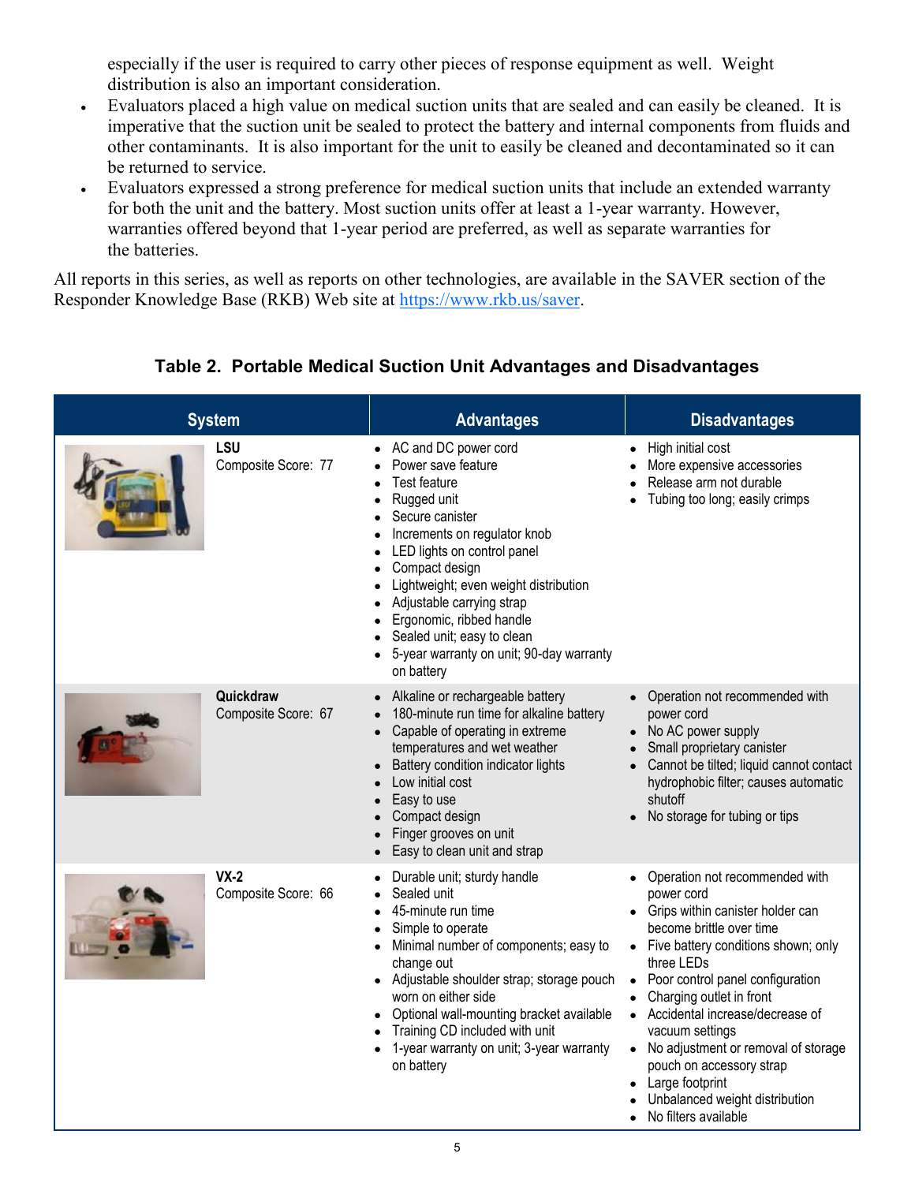especially if the user is required to carry other pieces of response equipment as well. Weight distribution is also an important consideration.

- Evaluators placed a high value on medical suction units that are sealed and can easily be cleaned. It is imperative that the suction unit be sealed to protect the battery and internal components from fluids and other contaminants. It is also important for the unit to easily be cleaned and decontaminated so it can be returned to service.
- Evaluators expressed a strong preference for medical suction units that include an extended warranty for both the unit and the battery. Most suction units offer at least a 1-year warranty. However, warranties offered beyond that 1-year period are preferred, as well as separate warranties for the batteries.

All reports in this series, as well as reports on other technologies, are available in the SAVER section of the Responder Knowledge Base (RKB) Web site at https://www.rkb.us/saver.

**Table 2. Portable Medical Suction Unit Advantages and Disadvantages**

| System | Advantages | Disadvantages |
|---|---|---|
| **LSU**<br>Composite Score: 77 | • AC and DC power cord<br>• Power save feature<br>• Test feature<br>• Rugged unit<br>• Secure canister<br>• Increments on regulator knob<br>• LED lights on control panel<br>• Compact design<br>• Lightweight; even weight distribution<br>• Adjustable carrying strap<br>• Ergonomic, ribbed handle<br>• Sealed unit; easy to clean<br>• 5-year warranty on unit; 90-day warranty on battery | • High initial cost<br>• More expensive accessories<br>• Release arm not durable<br>• Tubing too long; easily crimps |
| **Quickdraw**<br>Composite Score: 67 | • Alkaline or rechargeable battery<br>• 180-minute run time for alkaline battery<br>• Capable of operating in extreme temperatures and wet weather<br>• Battery condition indicator lights<br>• Low initial cost<br>• Easy to use<br>• Compact design<br>• Finger grooves on unit<br>• Easy to clean unit and strap | • Operation not recommended with power cord<br>• No AC power supply<br>• Small proprietary canister<br>• Cannot be tilted; liquid cannot contact hydrophobic filter; causes automatic shutoff<br>• No storage for tubing or tips |
| **VX-2**<br>Composite Score: 66 | • Durable unit; sturdy handle<br>• Sealed unit<br>• 45-minute run time<br>• Simple to operate<br>• Minimal number of components; easy to change out<br>• Adjustable shoulder strap; storage pouch worn on either side<br>• Optional wall-mounting bracket available<br>• Training CD included with unit<br>• 1-year warranty on unit; 3-year warranty on battery | • Operation not recommended with power cord<br>• Grips within canister holder can become brittle over time<br>• Five battery conditions shown; only three LEDs<br>• Poor control panel configuration<br>• Charging outlet in front<br>• Accidental increase/decrease of vacuum settings<br>• No adjustment or removal of storage pouch on accessory strap<br>• Large footprint<br>• Unbalanced weight distribution<br>• No filters available |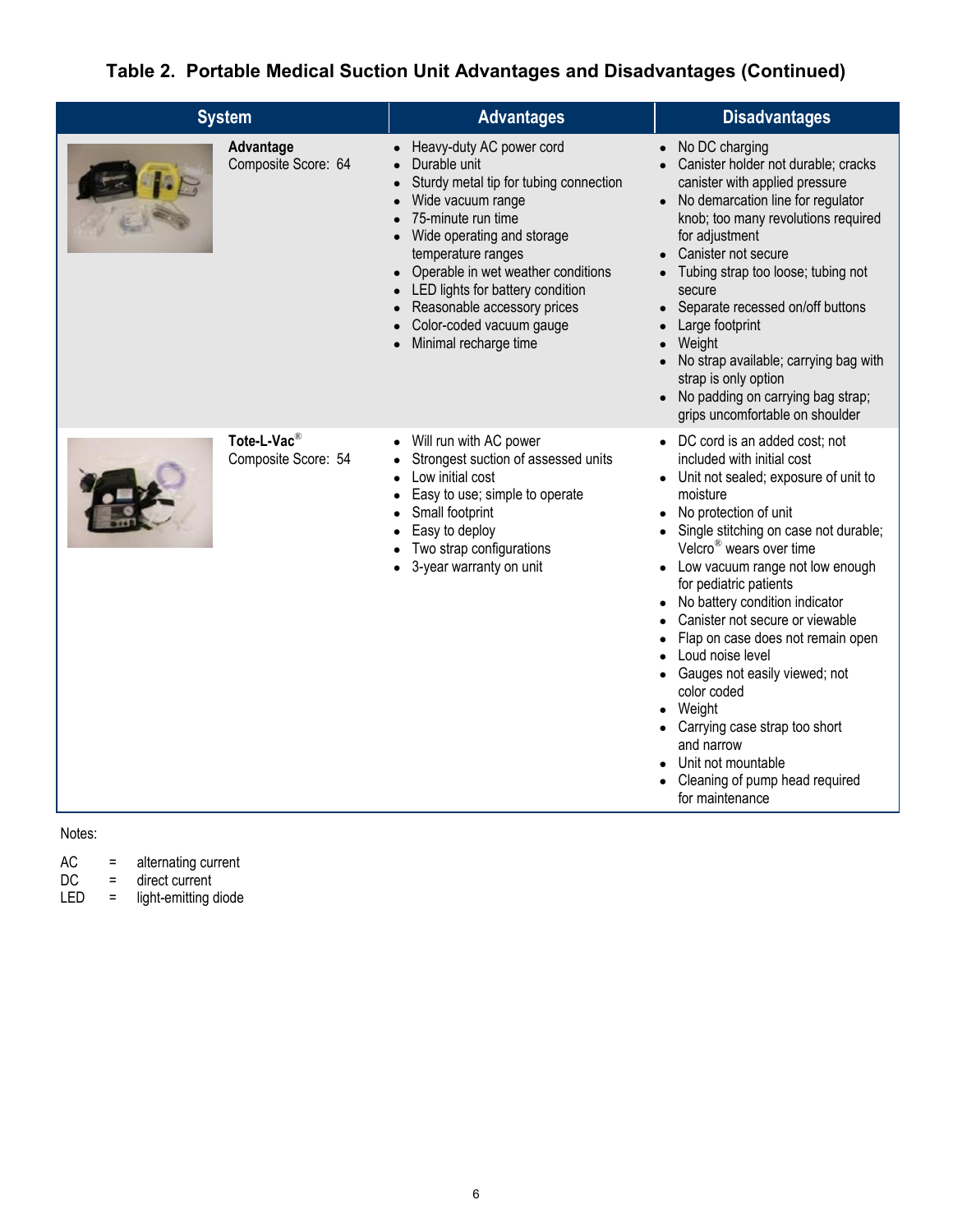**Table 2. Portable Medical Suction Unit Advantages and Disadvantages (Continued)**

| System | Advantages | Disadvantages |
|---|---|---|
| **Advantage**<br>Composite Score: 64 | • Heavy-duty AC power cord<br>• Durable unit<br>• Sturdy metal tip for tubing connection<br>• Wide vacuum range<br>• 75-minute run time<br>• Wide operating and storage temperature ranges<br>• Operable in wet weather conditions<br>• LED lights for battery condition<br>• Reasonable accessory prices<br>• Color-coded vacuum gauge<br>• Minimal recharge time | • No DC charging<br>• Canister holder not durable; cracks canister with applied pressure<br>• No demarcation line for regulator knob; too many revolutions required for adjustment<br>• Canister not secure<br>• Tubing strap too loose; tubing not secure<br>• Separate recessed on/off buttons<br>• Large footprint<br>• Weight<br>• No strap available; carrying bag with strap is only option<br>• No padding on carrying bag strap; grips uncomfortable on shoulder |
| **Tote-L-Vac®**<br>Composite Score: 54 | • Will run with AC power<br>• Strongest suction of assessed units<br>• Low initial cost<br>• Easy to use; simple to operate<br>• Small footprint<br>• Easy to deploy<br>• Two strap configurations<br>• 3-year warranty on unit | • DC cord is an added cost; not included with initial cost<br>• Unit not sealed; exposure of unit to moisture<br>• No protection of unit<br>• Single stitching on case not durable; Velcro® wears over time<br>• Low vacuum range not low enough for pediatric patients<br>• No battery condition indicator<br>• Canister not secure or viewable<br>• Flap on case does not remain open<br>• Loud noise level<br>• Gauges not easily viewed; not color coded<br>• Weight<br>• Carrying case strap too short and narrow<br>• Unit not mountable<br>• Cleaning of pump head required for maintenance |

Notes:

AC = alternating current
DC = direct current
LED = light-emitting diode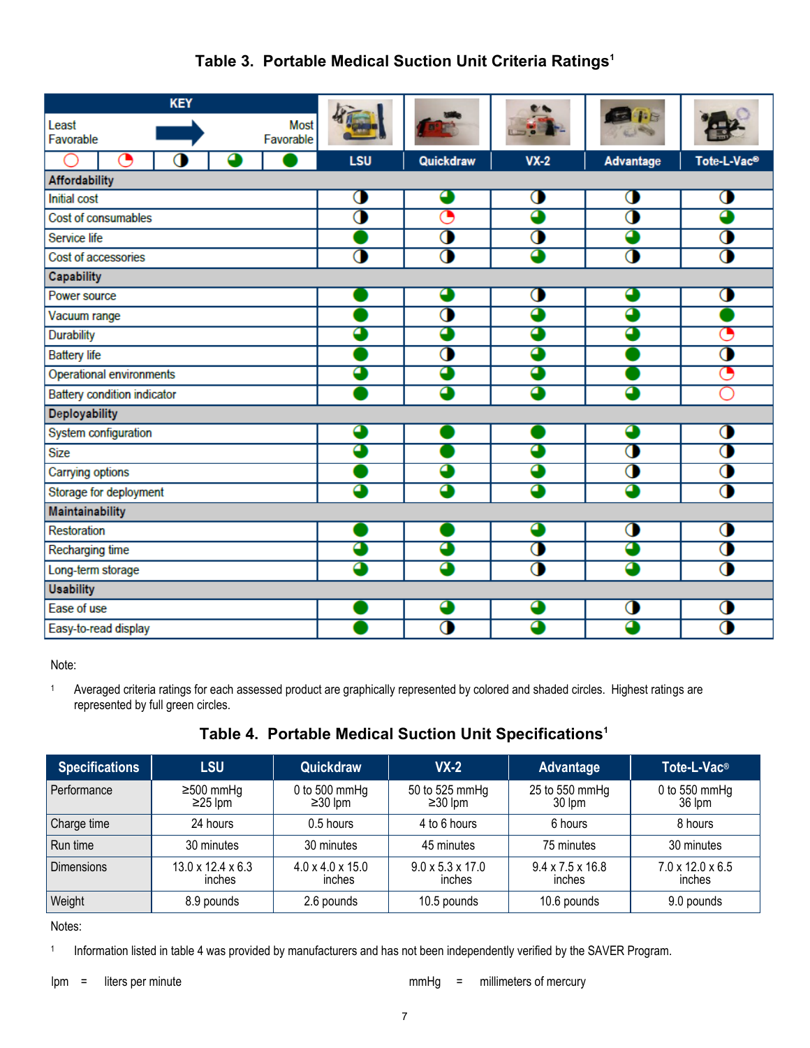## Table 3. Portable Medical Suction Unit Criteria Ratings[1]

**KEY:** Least Favorable → Most Favorable: ○ ◔ ◑ ◕ ●

| | LSU | Quickdraw | VX-2 | Advantage | Tote-L-Vac® |
|---|---|---|---|---|---|
| **Affordability** | | | | | |
| Initial cost | ◑ | ◕ | ◑ | ◑ | ◑ |
| Cost of consumables | ◑ | ◔ | ◕ | ◑ | ◕ |
| Service life | ● | ◑ | ◑ | ◕ | ◑ |
| Cost of accessories | ◑ | ◑ | ◕ | ◑ | ◑ |
| **Capability** | | | | | |
| Power source | ● | ◕ | ◑ | ◕ | ◑ |
| Vacuum range | ● | ◑ | ◕ | ◕ | ● |
| Durability | ◕ | ◕ | ◕ | ◕ | ◔ |
| Battery life | ● | ◑ | ◕ | ● | ◑ |
| Operational environments | ◕ | ◕ | ◕ | ● | ◔ |
| Battery condition indicator | ● | ◕ | ◕ | ◕ | ○ |
| **Deployability** | | | | | |
| System configuration | ◕ | ● | ● | ◕ | ◑ |
| Size | ◕ | ● | ◕ | ◑ | ◑ |
| Carrying options | ● | ◕ | ◕ | ◑ | ◑ |
| Storage for deployment | ◕ | ◕ | ◕ | ◕ | ◑ |
| **Maintainability** | | | | | |
| Restoration | ● | ● | ◕ | ◑ | ◑ |
| Recharging time | ◕ | ◕ | ◑ | ◕ | ◑ |
| Long-term storage | ◕ | ◕ | ◑ | ◕ | ◑ |
| **Usability** | | | | | |
| Ease of use | ● | ◕ | ◕ | ◑ | ◑ |
| Easy-to-read display | ● | ◑ | ◕ | ◕ | ◑ |

Note:

[1] Averaged criteria ratings for each assessed product are graphically represented by colored and shaded circles. Highest ratings are represented by full green circles.

## Table 4. Portable Medical Suction Unit Specifications[1]

| Specifications | LSU | Quickdraw | VX-2 | Advantage | Tote-L-Vac® |
|---|---|---|---|---|---|
| Performance | ≥500 mmHg ≥25 lpm | 0 to 500 mmHg ≥30 lpm | 50 to 525 mmHg ≥30 lpm | 25 to 550 mmHg 30 lpm | 0 to 550 mmHg 36 lpm |
| Charge time | 24 hours | 0.5 hours | 4 to 6 hours | 6 hours | 8 hours |
| Run time | 30 minutes | 30 minutes | 45 minutes | 75 minutes | 30 minutes |
| Dimensions | 13.0 x 12.4 x 6.3 inches | 4.0 x 4.0 x 15.0 inches | 9.0 x 5.3 x 17.0 inches | 9.4 x 7.5 x 16.8 inches | 7.0 x 12.0 x 6.5 inches |
| Weight | 8.9 pounds | 2.6 pounds | 10.5 pounds | 10.6 pounds | 9.0 pounds |

Notes:

[1] Information listed in table 4 was provided by manufacturers and has not been independently verified by the SAVER Program.

lpm = liters per minute

mmHg = millimeters of mercury